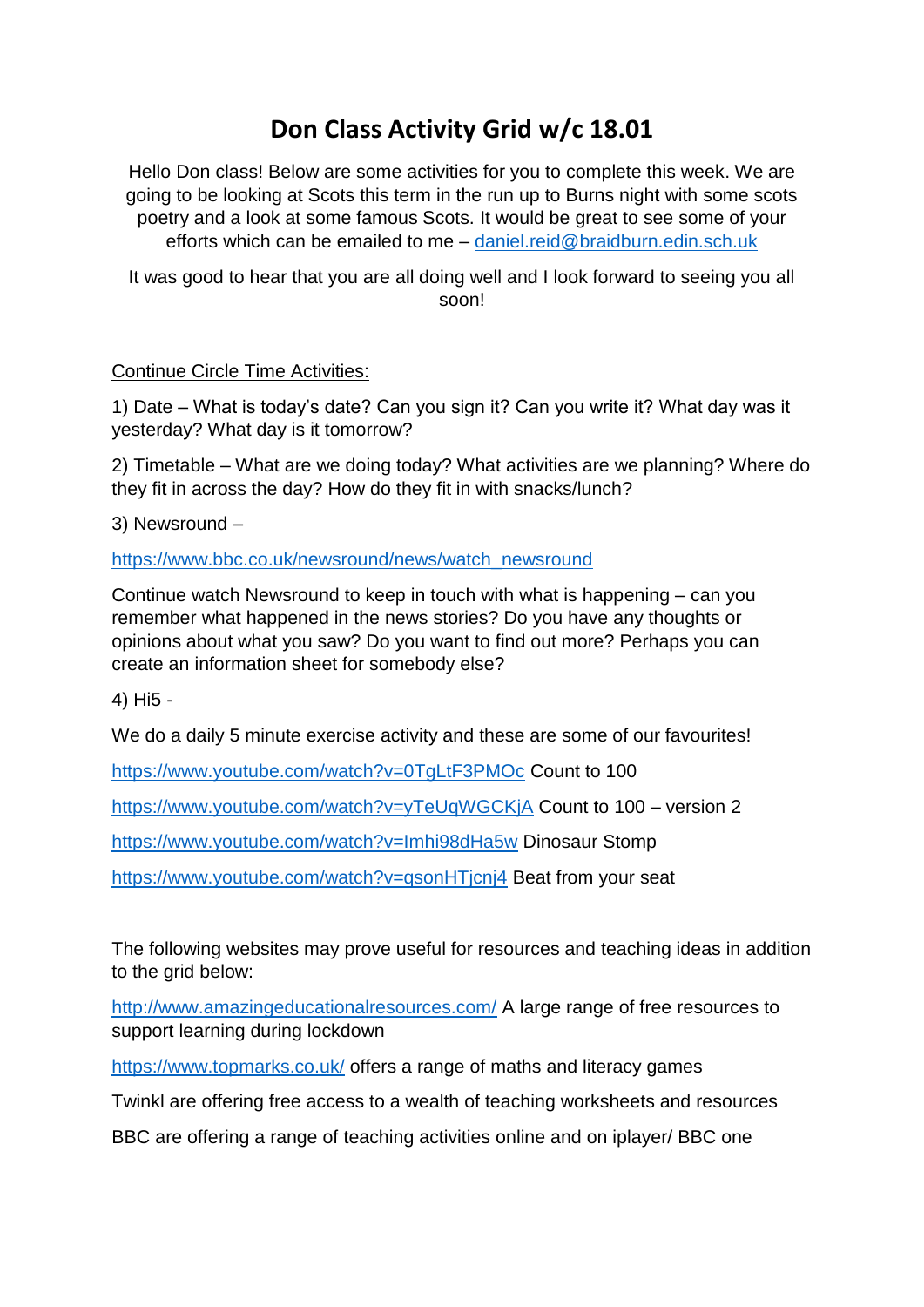# Don Class Activity Grid w/c 18.01

Hello Don class! Below are some activities for you to complete this week. We are going to be looking at Scots this term in the run up to Burns night with some scots poetry and a look at some famous Scots. It would be great to see some of your efforts which can be emailed to me – daniel.reid@braidburn.edin.sch.uk

It was good to hear that you are all doing well and I look forward to seeing you all soon!

<u>Continue Circle Time Activities:</u>

1) Date – What is today's date? Can you sign it? Can you write it? What day was it yesterday? What day is it tomorrow?

2) Timetable – What are we doing today? What activities are we planning? Where do they fit in across the day? How do they fit in with snacks/lunch?

3) Newsround –

https://www.bbc.co.uk/newsround/news/watch_newsround

Continue watch Newsround to keep in touch with what is happening – can you remember what happened in the news stories? Do you have any thoughts or opinions about what you saw? Do you want to find out more? Perhaps you can create an information sheet for somebody else?

4) Hi5 -

We do a daily 5 minute exercise activity and these are some of our favourites!

https://www.youtube.com/watch?v=0TgLtF3PMOc Count to 100

https://www.youtube.com/watch?v=yTeUqWGCKjA Count to 100 – version 2

https://www.youtube.com/watch?v=Imhi98dHa5w Dinosaur Stomp

https://www.youtube.com/watch?v=qsonHTjcnj4 Beat from your seat

The following websites may prove useful for resources and teaching ideas in addition to the grid below:

http://www.amazingeducationalresources.com/ A large range of free resources to support learning during lockdown

https://www.topmarks.co.uk/ offers a range of maths and literacy games

Twinkl are offering free access to a wealth of teaching worksheets and resources

BBC are offering a range of teaching activities online and on iplayer/ BBC one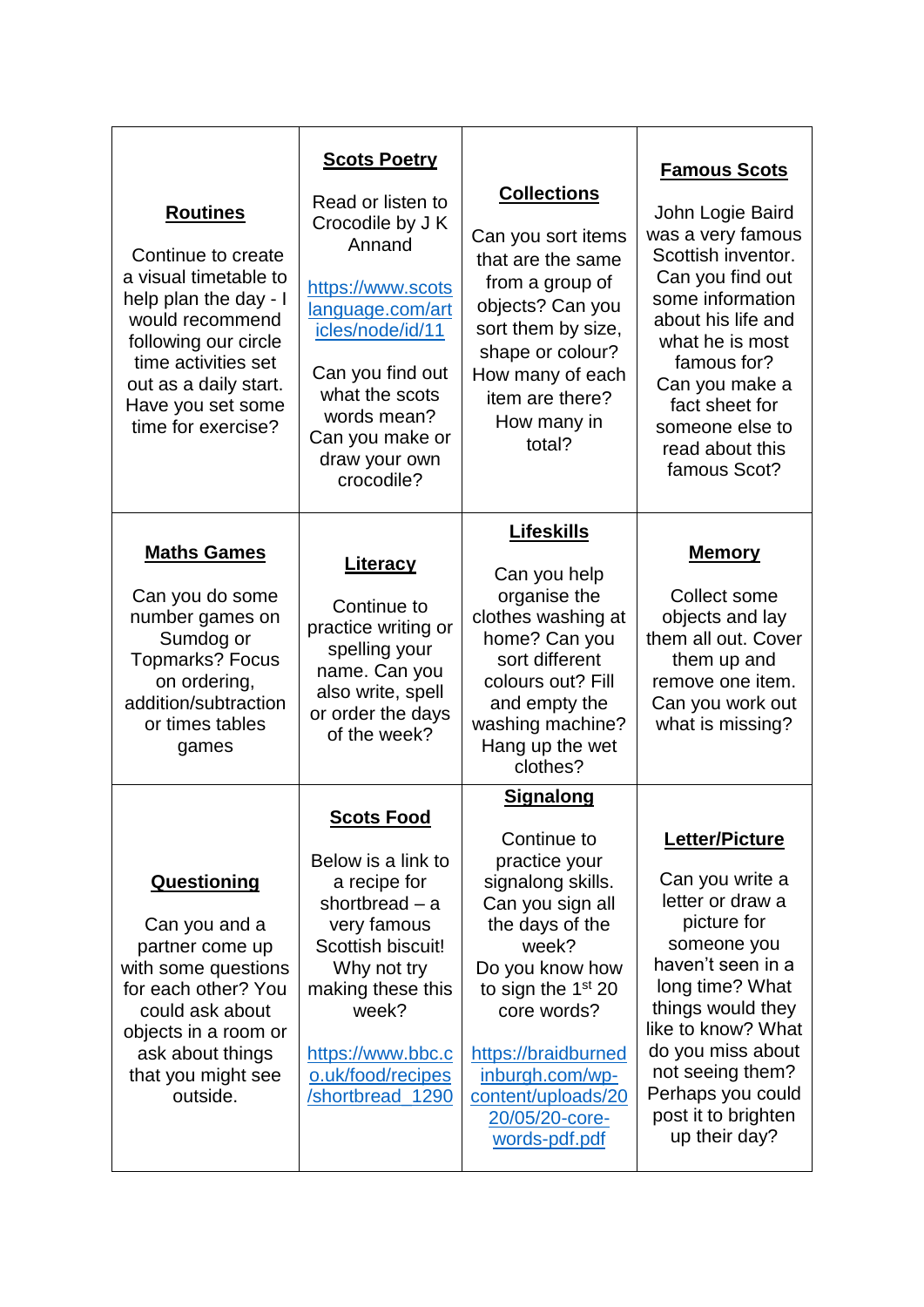| | | | |
|---|---|---|---|
| **Routines**<br><br>Continue to create a visual timetable to help plan the day - I would recommend following our circle time activities set out as a daily start. Have you set some time for exercise? | **Scots Poetry**<br><br>Read or listen to Crocodile by J K Annand<br><br>https://www.scotslanguage.com/articles/node/id/11<br><br>Can you find out what the scots words mean? Can you make or draw your own crocodile? | **Collections**<br><br>Can you sort items that are the same from a group of objects? Can you sort them by size, shape or colour? How many of each item are there? How many in total? | **Famous Scots**<br><br>John Logie Baird was a very famous Scottish inventor. Can you find out some information about his life and what he is most famous for? Can you make a fact sheet for someone else to read about this famous Scot? |
| **Maths Games**<br><br>Can you do some number games on Sumdog or Topmarks? Focus on ordering, addition/subtraction or times tables games | **Literacy**<br><br>Continue to practice writing or spelling your name. Can you also write, spell or order the days of the week? | **Lifeskills**<br><br>Can you help organise the clothes washing at home? Can you sort different colours out? Fill and empty the washing machine? Hang up the wet clothes? | **Memory**<br><br>Collect some objects and lay them all out. Cover them up and remove one item. Can you work out what is missing? |
| **Questioning**<br><br>Can you and a partner come up with some questions for each other? You could ask about objects in a room or ask about things that you might see outside. | **Scots Food**<br><br>Below is a link to a recipe for shortbread – a very famous Scottish biscuit! Why not try making these this week?<br><br>https://www.bbc.co.uk/food/recipes/shortbread_1290 | **Signalong**<br><br>Continue to practice your signalong skills. Can you sign all the days of the week?<br>Do you know how to sign the 1st 20 core words?<br><br>https://braidburnedinburgh.com/wp-content/uploads/2020/05/20-core-words-pdf.pdf | **Letter/Picture**<br><br>Can you write a letter or draw a picture for someone you haven't seen in a long time? What things would they like to know? What do you miss about not seeing them? Perhaps you could post it to brighten up their day? |